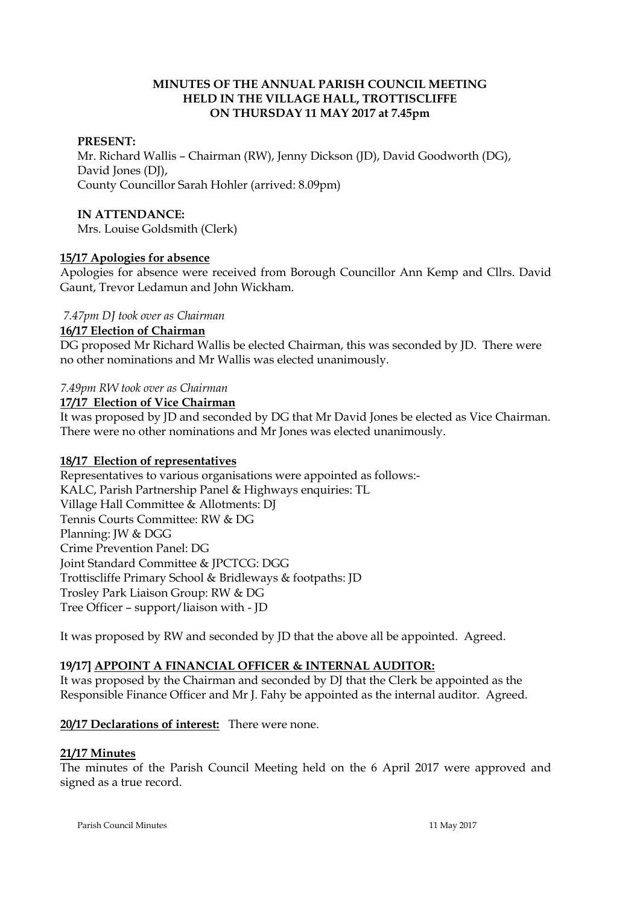**MINUTES OF THE ANNUAL PARISH COUNCIL MEETING HELD IN THE VILLAGE HALL, TROTTISCLIFFE ON THURSDAY 11 MAY 2017 at 7.45pm**

**PRESENT:**
Mr. Richard Wallis – Chairman (RW), Jenny Dickson (JD), David Goodworth (DG), David Jones (DJ),
County Councillor Sarah Hohler (arrived: 8.09pm)

**IN ATTENDANCE:**
Mrs. Louise Goldsmith (Clerk)

**15/17 Apologies for absence**

Apologies for absence were received from Borough Councillor Ann Kemp and Cllrs. David Gaunt, Trevor Ledamun and John Wickham.

*7.47pm DJ took over as Chairman*

**16/17 Election of Chairman**

DG proposed Mr Richard Wallis be elected Chairman, this was seconded by JD. There were no other nominations and Mr Wallis was elected unanimously.

*7.49pm RW took over as Chairman*

**17/17 Election of Vice Chairman**

It was proposed by JD and seconded by DG that Mr David Jones be elected as Vice Chairman. There were no other nominations and Mr Jones was elected unanimously.

**18/17 Election of representatives**

Representatives to various organisations were appointed as follows:-
KALC, Parish Partnership Panel & Highways enquiries: TL
Village Hall Committee & Allotments: DJ
Tennis Courts Committee: RW & DG
Planning: JW & DGG
Crime Prevention Panel: DG
Joint Standard Committee & JPCTCG: DGG
Trottiscliffe Primary School & Bridleways & footpaths: JD
Trosley Park Liaison Group: RW & DG
Tree Officer – support/liaison with - JD

It was proposed by RW and seconded by JD that the above all be appointed. Agreed.

**19/17] APPOINT A FINANCIAL OFFICER & INTERNAL AUDITOR:**

It was proposed by the Chairman and seconded by DJ that the Clerk be appointed as the Responsible Finance Officer and Mr J. Fahy be appointed as the internal auditor. Agreed.

**20/17 Declarations of interest:** There were none.

**21/17 Minutes**

The minutes of the Parish Council Meeting held on the 6 April 2017 were approved and signed as a true record.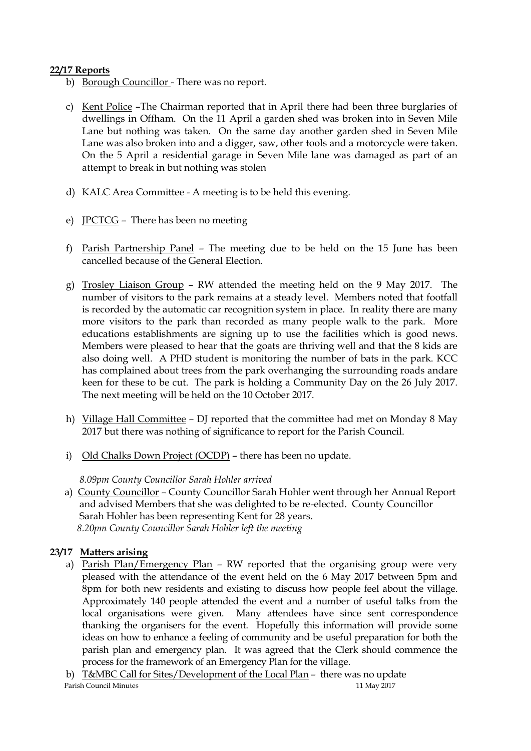**22/17 Reports**

b) Borough Councillor - There was no report.

c) Kent Police –The Chairman reported that in April there had been three burglaries of dwellings in Offham. On the 11 April a garden shed was broken into in Seven Mile Lane but nothing was taken. On the same day another garden shed in Seven Mile Lane was also broken into and a digger, saw, other tools and a motorcycle were taken. On the 5 April a residential garage in Seven Mile lane was damaged as part of an attempt to break in but nothing was stolen

d) KALC Area Committee - A meeting is to be held this evening.

e) JPCTCG – There has been no meeting

f) Parish Partnership Panel – The meeting due to be held on the 15 June has been cancelled because of the General Election.

g) Trosley Liaison Group – RW attended the meeting held on the 9 May 2017. The number of visitors to the park remains at a steady level. Members noted that footfall is recorded by the automatic car recognition system in place. In reality there are many more visitors to the park than recorded as many people walk to the park. More educations establishments are signing up to use the facilities which is good news. Members were pleased to hear that the goats are thriving well and that the 8 kids are also doing well. A PHD student is monitoring the number of bats in the park. KCC has complained about trees from the park overhanging the surrounding roads andare keen for these to be cut. The park is holding a Community Day on the 26 July 2017. The next meeting will be held on the 10 October 2017.

h) Village Hall Committee – DJ reported that the committee had met on Monday 8 May 2017 but there was nothing of significance to report for the Parish Council.

i) Old Chalks Down Project (OCDP) – there has been no update.

*8.09pm County Councillor Sarah Hohler arrived*

a) County Councillor – County Councillor Sarah Hohler went through her Annual Report and advised Members that she was delighted to be re-elected. County Councillor Sarah Hohler has been representing Kent for 28 years.
*8.20pm County Councillor Sarah Hohler left the meeting*

**23/17 Matters arising**

a) Parish Plan/Emergency Plan – RW reported that the organising group were very pleased with the attendance of the event held on the 6 May 2017 between 5pm and 8pm for both new residents and existing to discuss how people feel about the village. Approximately 140 people attended the event and a number of useful talks from the local organisations were given. Many attendees have since sent correspondence thanking the organisers for the event. Hopefully this information will provide some ideas on how to enhance a feeling of community and be useful preparation for both the parish plan and emergency plan. It was agreed that the Clerk should commence the process for the framework of an Emergency Plan for the village.

b) T&MBC Call for Sites/Development of the Local Plan – there was no update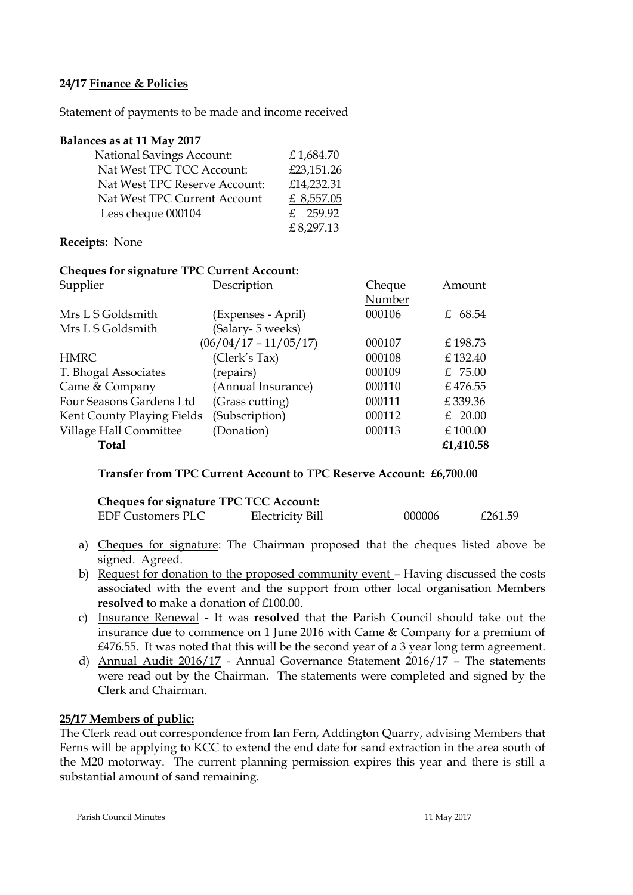**24/17 Finance & Policies**

Statement of payments to be made and income received

**Balances as at 11 May 2017**

| | |
|---|---|
| National Savings Account: | £ 1,684.70 |
| Nat West TPC TCC Account: | £23,151.26 |
| Nat West TPC Reserve Account: | £14,232.31 |
| Nat West TPC Current Account | £ 8,557.05 |
| Less cheque 000104 | £ 259.92 |
| | £ 8,297.13 |

**Receipts:** None

**Cheques for signature TPC Current Account:**

| Supplier | Description | Cheque Number | Amount |
|---|---|---|---|
| Mrs L S Goldsmith | (Expenses - April) | 000106 | £ 68.54 |
| Mrs L S Goldsmith | (Salary- 5 weeks) (06/04/17 – 11/05/17) | 000107 | £ 198.73 |
| HMRC | (Clerk's Tax) | 000108 | £ 132.40 |
| T. Bhogal Associates | (repairs) | 000109 | £ 75.00 |
| Came & Company | (Annual Insurance) | 000110 | £ 476.55 |
| Four Seasons Gardens Ltd | (Grass cutting) | 000111 | £ 339.36 |
| Kent County Playing Fields | (Subscription) | 000112 | £ 20.00 |
| Village Hall Committee | (Donation) | 000113 | £ 100.00 |
| **Total** | | | **£1,410.58** |

**Transfer from TPC Current Account to TPC Reserve Account: £6,700.00**

**Cheques for signature TPC TCC Account:**

| | | | |
|---|---|---|---|
| EDF Customers PLC | Electricity Bill | 000006 | £261.59 |

a) Cheques for signature: The Chairman proposed that the cheques listed above be signed. Agreed.

b) Request for donation to the proposed community event – Having discussed the costs associated with the event and the support from other local organisation Members **resolved** to make a donation of £100.00.

c) Insurance Renewal - It was **resolved** that the Parish Council should take out the insurance due to commence on 1 June 2016 with Came & Company for a premium of £476.55. It was noted that this will be the second year of a 3 year long term agreement.

d) Annual Audit 2016/17 - Annual Governance Statement 2016/17 – The statements were read out by the Chairman. The statements were completed and signed by the Clerk and Chairman.

**25/17 Members of public:**

The Clerk read out correspondence from Ian Fern, Addington Quarry, advising Members that Ferns will be applying to KCC to extend the end date for sand extraction in the area south of the M20 motorway. The current planning permission expires this year and there is still a substantial amount of sand remaining.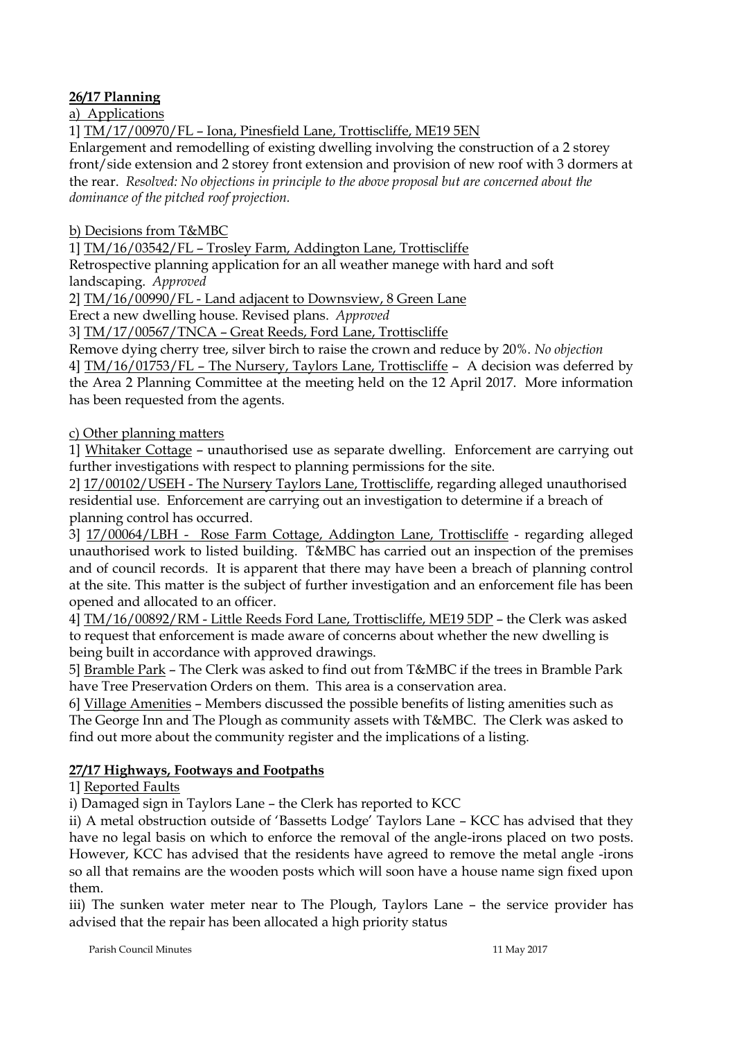**26/17 Planning**

a) Applications

1] TM/17/00970/FL – Iona, Pinesfield Lane, Trottiscliffe, ME19 5EN

Enlargement and remodelling of existing dwelling involving the construction of a 2 storey front/side extension and 2 storey front extension and provision of new roof with 3 dormers at the rear. *Resolved: No objections in principle to the above proposal but are concerned about the dominance of the pitched roof projection.*

b) Decisions from T&MBC

1] TM/16/03542/FL – Trosley Farm, Addington Lane, Trottiscliffe

Retrospective planning application for an all weather manege with hard and soft landscaping. *Approved*

2] TM/16/00990/FL - Land adjacent to Downsview, 8 Green Lane

Erect a new dwelling house. Revised plans. *Approved*

3] TM/17/00567/TNCA – Great Reeds, Ford Lane, Trottiscliffe

Remove dying cherry tree, silver birch to raise the crown and reduce by 20%. *No objection*

4] TM/16/01753/FL – The Nursery, Taylors Lane, Trottiscliffe – A decision was deferred by the Area 2 Planning Committee at the meeting held on the 12 April 2017. More information has been requested from the agents.

c) Other planning matters

1] Whitaker Cottage – unauthorised use as separate dwelling. Enforcement are carrying out further investigations with respect to planning permissions for the site.

2] 17/00102/USEH - The Nursery Taylors Lane, Trottiscliffe, regarding alleged unauthorised residential use. Enforcement are carrying out an investigation to determine if a breach of planning control has occurred.

3] 17/00064/LBH - Rose Farm Cottage, Addington Lane, Trottiscliffe - regarding alleged unauthorised work to listed building. T&MBC has carried out an inspection of the premises and of council records. It is apparent that there may have been a breach of planning control at the site. This matter is the subject of further investigation and an enforcement file has been opened and allocated to an officer.

4] TM/16/00892/RM - Little Reeds Ford Lane, Trottiscliffe, ME19 5DP – the Clerk was asked to request that enforcement is made aware of concerns about whether the new dwelling is being built in accordance with approved drawings.

5] Bramble Park – The Clerk was asked to find out from T&MBC if the trees in Bramble Park have Tree Preservation Orders on them. This area is a conservation area.

6] Village Amenities – Members discussed the possible benefits of listing amenities such as The George Inn and The Plough as community assets with T&MBC. The Clerk was asked to find out more about the community register and the implications of a listing.

**27/17 Highways, Footways and Footpaths**

1] Reported Faults

i) Damaged sign in Taylors Lane – the Clerk has reported to KCC

ii) A metal obstruction outside of 'Bassetts Lodge' Taylors Lane – KCC has advised that they have no legal basis on which to enforce the removal of the angle-irons placed on two posts. However, KCC has advised that the residents have agreed to remove the metal angle -irons so all that remains are the wooden posts which will soon have a house name sign fixed upon them.

iii) The sunken water meter near to The Plough, Taylors Lane – the service provider has advised that the repair has been allocated a high priority status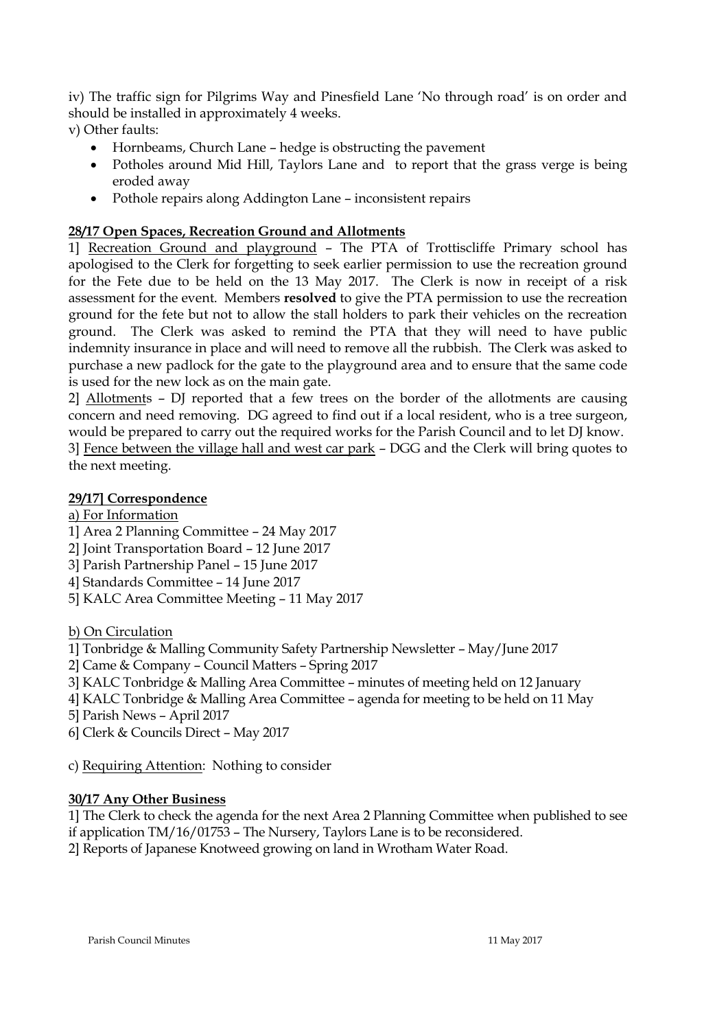iv) The traffic sign for Pilgrims Way and Pinesfield Lane 'No through road' is on order and should be installed in approximately 4 weeks.

v) Other faults:

- Hornbeams, Church Lane – hedge is obstructing the pavement
- Potholes around Mid Hill, Taylors Lane and to report that the grass verge is being eroded away
- Pothole repairs along Addington Lane – inconsistent repairs

**28/17 Open Spaces, Recreation Ground and Allotments**

1] Recreation Ground and playground – The PTA of Trottiscliffe Primary school has apologised to the Clerk for forgetting to seek earlier permission to use the recreation ground for the Fete due to be held on the 13 May 2017. The Clerk is now in receipt of a risk assessment for the event. Members **resolved** to give the PTA permission to use the recreation ground for the fete but not to allow the stall holders to park their vehicles on the recreation ground. The Clerk was asked to remind the PTA that they will need to have public indemnity insurance in place and will need to remove all the rubbish. The Clerk was asked to purchase a new padlock for the gate to the playground area and to ensure that the same code is used for the new lock as on the main gate.

2] Allotments – DJ reported that a few trees on the border of the allotments are causing concern and need removing. DG agreed to find out if a local resident, who is a tree surgeon, would be prepared to carry out the required works for the Parish Council and to let DJ know.

3] Fence between the village hall and west car park – DGG and the Clerk will bring quotes to the next meeting.

**29/17] Correspondence**

a) For Information

1] Area 2 Planning Committee – 24 May 2017
2] Joint Transportation Board – 12 June 2017
3] Parish Partnership Panel – 15 June 2017
4] Standards Committee – 14 June 2017
5] KALC Area Committee Meeting – 11 May 2017

b) On Circulation

1] Tonbridge & Malling Community Safety Partnership Newsletter – May/June 2017
2] Came & Company – Council Matters – Spring 2017
3] KALC Tonbridge & Malling Area Committee – minutes of meeting held on 12 January
4] KALC Tonbridge & Malling Area Committee – agenda for meeting to be held on 11 May
5] Parish News – April 2017
6] Clerk & Councils Direct – May 2017

c) Requiring Attention: Nothing to consider

**30/17 Any Other Business**

1] The Clerk to check the agenda for the next Area 2 Planning Committee when published to see if application TM/16/01753 – The Nursery, Taylors Lane is to be reconsidered.
2] Reports of Japanese Knotweed growing on land in Wrotham Water Road.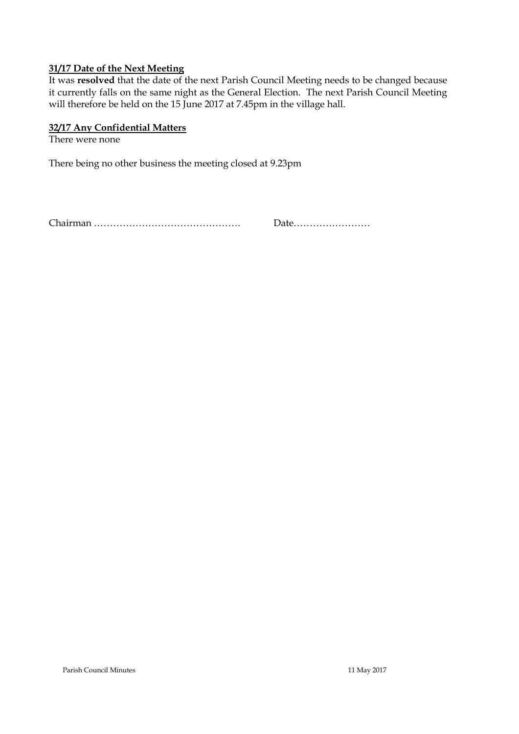**31/17 Date of the Next Meeting**

It was **resolved** that the date of the next Parish Council Meeting needs to be changed because it currently falls on the same night as the General Election. The next Parish Council Meeting will therefore be held on the 15 June 2017 at 7.45pm in the village hall.

**32/17 Any Confidential Matters**

There were none

There being no other business the meeting closed at 9.23pm

Chairman ………………………………………. Date……………………